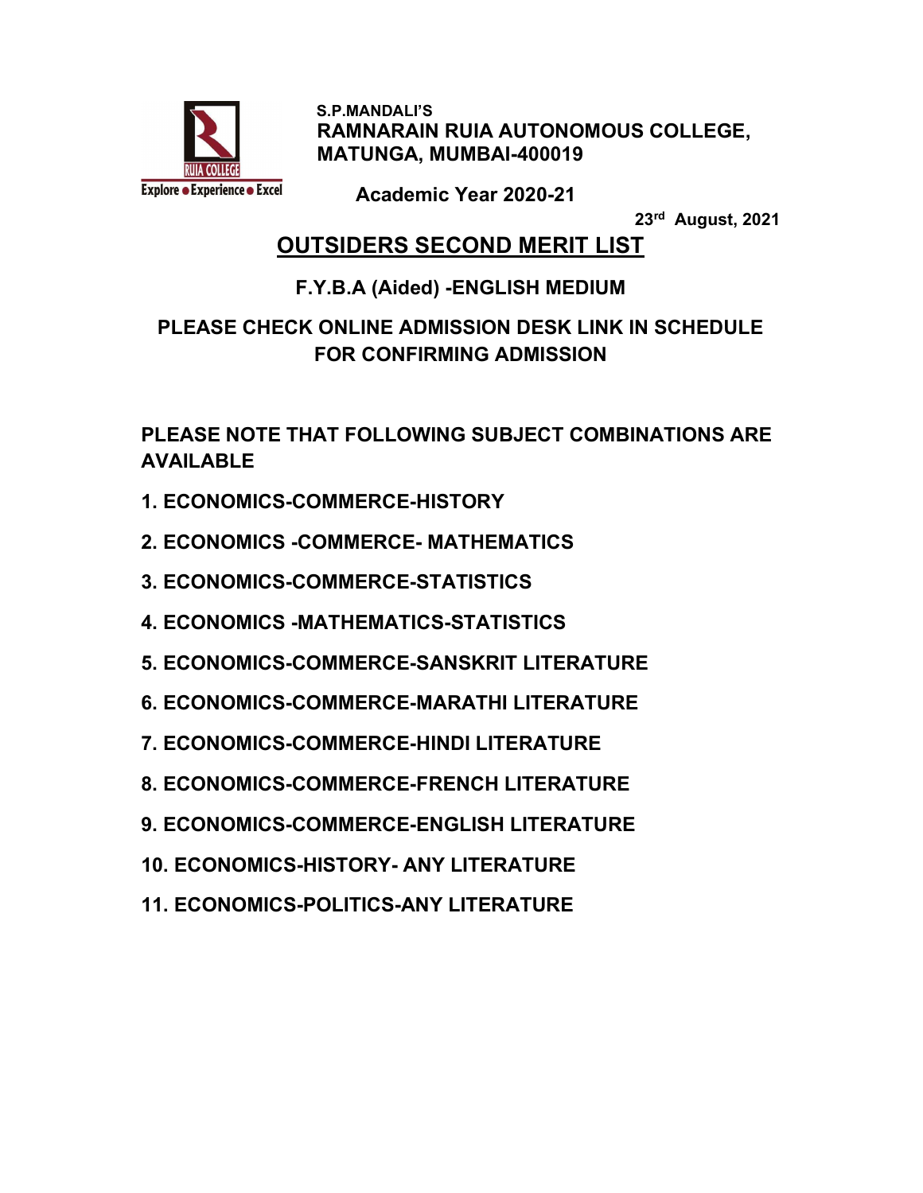S.P.MANDALI'S

**RAMNARAIN RUIA AUTONOMOUS COLLEGE, MATUNGA, MUMBAI-400019**

**Academic Year 2020-21**

23rd August, 2021

# OUTSIDERS SECOND MERIT LIST

## F.Y.B.A (Aided) -ENGLISH MEDIUM

**PLEASE CHECK ONLINE ADMISSION DESK LINK IN SCHEDULE FOR CONFIRMING ADMISSION**

**PLEASE NOTE THAT FOLLOWING SUBJECT COMBINATIONS ARE AVAILABLE**

1. ECONOMICS-COMMERCE-HISTORY
2. ECONOMICS -COMMERCE- MATHEMATICS
3. ECONOMICS-COMMERCE-STATISTICS
4. ECONOMICS -MATHEMATICS-STATISTICS
5. ECONOMICS-COMMERCE-SANSKRIT LITERATURE
6. ECONOMICS-COMMERCE-MARATHI LITERATURE
7. ECONOMICS-COMMERCE-HINDI LITERATURE
8. ECONOMICS-COMMERCE-FRENCH LITERATURE
9. ECONOMICS-COMMERCE-ENGLISH LITERATURE
10. ECONOMICS-HISTORY- ANY LITERATURE
11. ECONOMICS-POLITICS-ANY LITERATURE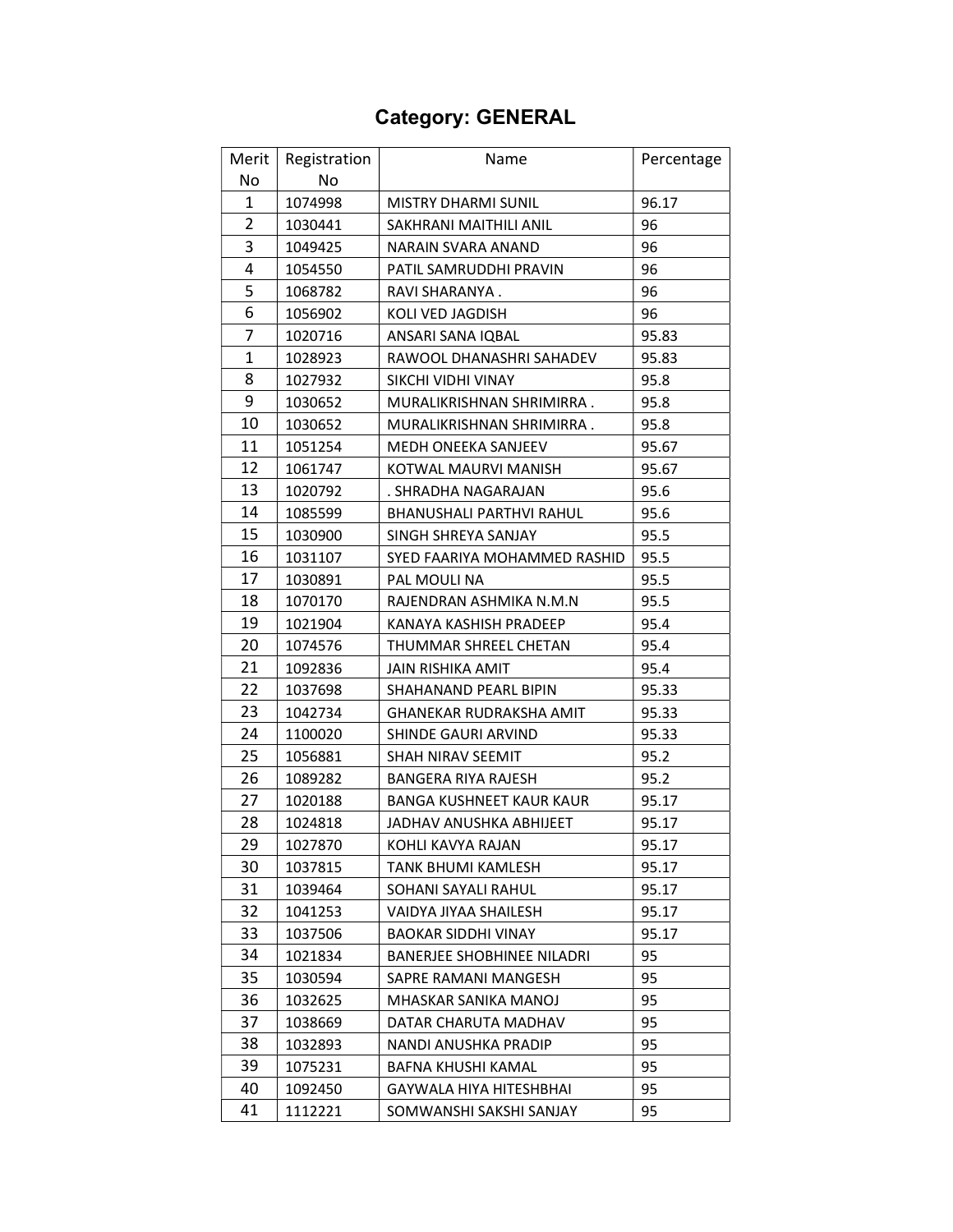## Category: GENERAL

| Merit No | Registration No | Name | Percentage |
|---|---|---|---|
| 1 | 1074998 | MISTRY DHARMI SUNIL | 96.17 |
| 2 | 1030441 | SAKHRANI MAITHILI ANIL | 96 |
| 3 | 1049425 | NARAIN SVARA ANAND | 96 |
| 4 | 1054550 | PATIL SAMRUDDHI PRAVIN | 96 |
| 5 | 1068782 | RAVI SHARANYA . | 96 |
| 6 | 1056902 | KOLI VED JAGDISH | 96 |
| 7 | 1020716 | ANSARI SANA IQBAL | 95.83 |
| 1 | 1028923 | RAWOOL DHANASHRI SAHADEV | 95.83 |
| 8 | 1027932 | SIKCHI VIDHI VINAY | 95.8 |
| 9 | 1030652 | MURALIKRISHNAN SHRIMIRRA . | 95.8 |
| 10 | 1030652 | MURALIKRISHNAN SHRIMIRRA . | 95.8 |
| 11 | 1051254 | MEDH ONEEKA SANJEEV | 95.67 |
| 12 | 1061747 | KOTWAL MAURVI MANISH | 95.67 |
| 13 | 1020792 | . SHRADHA NAGARAJAN | 95.6 |
| 14 | 1085599 | BHANUSHALI PARTHVI RAHUL | 95.6 |
| 15 | 1030900 | SINGH SHREYA SANJAY | 95.5 |
| 16 | 1031107 | SYED FAARIYA MOHAMMED RASHID | 95.5 |
| 17 | 1030891 | PAL MOULI NA | 95.5 |
| 18 | 1070170 | RAJENDRAN ASHMIKA N.M.N | 95.5 |
| 19 | 1021904 | KANAYA KASHISH PRADEEP | 95.4 |
| 20 | 1074576 | THUMMAR SHREEL CHETAN | 95.4 |
| 21 | 1092836 | JAIN RISHIKA AMIT | 95.4 |
| 22 | 1037698 | SHAHANAND PEARL BIPIN | 95.33 |
| 23 | 1042734 | GHANEKAR RUDRAKSHA AMIT | 95.33 |
| 24 | 1100020 | SHINDE GAURI ARVIND | 95.33 |
| 25 | 1056881 | SHAH NIRAV SEEMIT | 95.2 |
| 26 | 1089282 | BANGERA RIYA RAJESH | 95.2 |
| 27 | 1020188 | BANGA KUSHNEET KAUR KAUR | 95.17 |
| 28 | 1024818 | JADHAV ANUSHKA ABHIJEET | 95.17 |
| 29 | 1027870 | KOHLI KAVYA RAJAN | 95.17 |
| 30 | 1037815 | TANK BHUMI KAMLESH | 95.17 |
| 31 | 1039464 | SOHANI SAYALI RAHUL | 95.17 |
| 32 | 1041253 | VAIDYA JIYAA SHAILESH | 95.17 |
| 33 | 1037506 | BAOKAR SIDDHI VINAY | 95.17 |
| 34 | 1021834 | BANERJEE SHOBHINEE NILADRI | 95 |
| 35 | 1030594 | SAPRE RAMANI MANGESH | 95 |
| 36 | 1032625 | MHASKAR SANIKA MANOJ | 95 |
| 37 | 1038669 | DATAR CHARUTA MADHAV | 95 |
| 38 | 1032893 | NANDI ANUSHKA PRADIP | 95 |
| 39 | 1075231 | BAFNA KHUSHI KAMAL | 95 |
| 40 | 1092450 | GAYWALA HIYA HITESHBHAI | 95 |
| 41 | 1112221 | SOMWANSHI SAKSHI SANJAY | 95 |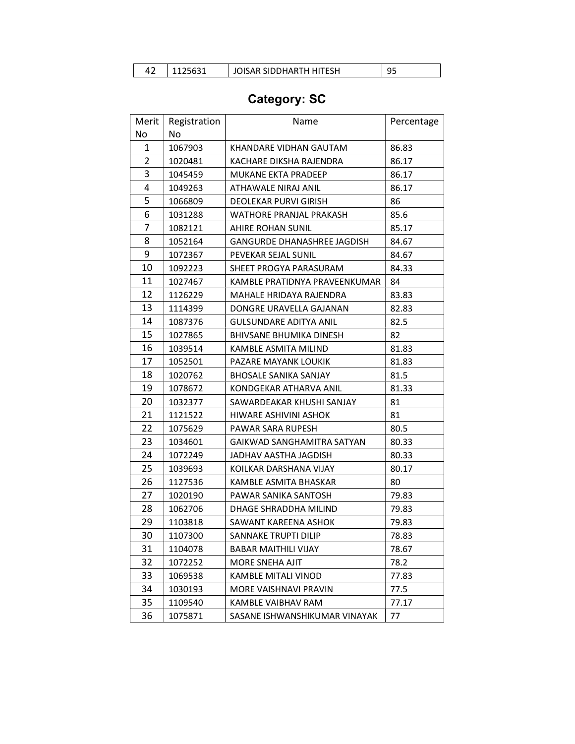| 42 | 1125631 | JOISAR SIDDHARTH HITESH | 95 |
|---|---|---|---|

## Category: SC

| Merit No | Registration No | Name | Percentage |
|---|---|---|---|
| 1 | 1067903 | KHANDARE VIDHAN GAUTAM | 86.83 |
| 2 | 1020481 | KACHARE DIKSHA RAJENDRA | 86.17 |
| 3 | 1045459 | MUKANE EKTA PRADEEP | 86.17 |
| 4 | 1049263 | ATHAWALE NIRAJ ANIL | 86.17 |
| 5 | 1066809 | DEOLEKAR PURVI GIRISH | 86 |
| 6 | 1031288 | WATHORE PRANJAL PRAKASH | 85.6 |
| 7 | 1082121 | AHIRE ROHAN SUNIL | 85.17 |
| 8 | 1052164 | GANGURDE DHANASHREE JAGDISH | 84.67 |
| 9 | 1072367 | PEVEKAR SEJAL SUNIL | 84.67 |
| 10 | 1092223 | SHEET PROGYA PARASURAM | 84.33 |
| 11 | 1027467 | KAMBLE PRATIDNYA PRAVEENKUMAR | 84 |
| 12 | 1126229 | MAHALE HRIDAYA RAJENDRA | 83.83 |
| 13 | 1114399 | DONGRE URAVELLA GAJANAN | 82.83 |
| 14 | 1087376 | GULSUNDARE ADITYA ANIL | 82.5 |
| 15 | 1027865 | BHIVSANE BHUMIKA DINESH | 82 |
| 16 | 1039514 | KAMBLE ASMITA MILIND | 81.83 |
| 17 | 1052501 | PAZARE MAYANK LOUKIK | 81.83 |
| 18 | 1020762 | BHOSALE SANIKA SANJAY | 81.5 |
| 19 | 1078672 | KONDGEKAR ATHARVA ANIL | 81.33 |
| 20 | 1032377 | SAWARDEAKAR KHUSHI SANJAY | 81 |
| 21 | 1121522 | HIWARE ASHIVINI ASHOK | 81 |
| 22 | 1075629 | PAWAR SARA RUPESH | 80.5 |
| 23 | 1034601 | GAIKWAD SANGHAMITRA SATYAN | 80.33 |
| 24 | 1072249 | JADHAV AASTHA JAGDISH | 80.33 |
| 25 | 1039693 | KOILKAR DARSHANA VIJAY | 80.17 |
| 26 | 1127536 | KAMBLE ASMITA BHASKAR | 80 |
| 27 | 1020190 | PAWAR SANIKA SANTOSH | 79.83 |
| 28 | 1062706 | DHAGE SHRADDHA MILIND | 79.83 |
| 29 | 1103818 | SAWANT KAREENA ASHOK | 79.83 |
| 30 | 1107300 | SANNAKE TRUPTI DILIP | 78.83 |
| 31 | 1104078 | BABAR MAITHILI VIJAY | 78.67 |
| 32 | 1072252 | MORE SNEHA AJIT | 78.2 |
| 33 | 1069538 | KAMBLE MITALI VINOD | 77.83 |
| 34 | 1030193 | MORE VAISHNAVI PRAVIN | 77.5 |
| 35 | 1109540 | KAMBLE VAIBHAV RAM | 77.17 |
| 36 | 1075871 | SASANE ISHWANSHIKUMAR VINAYAK | 77 |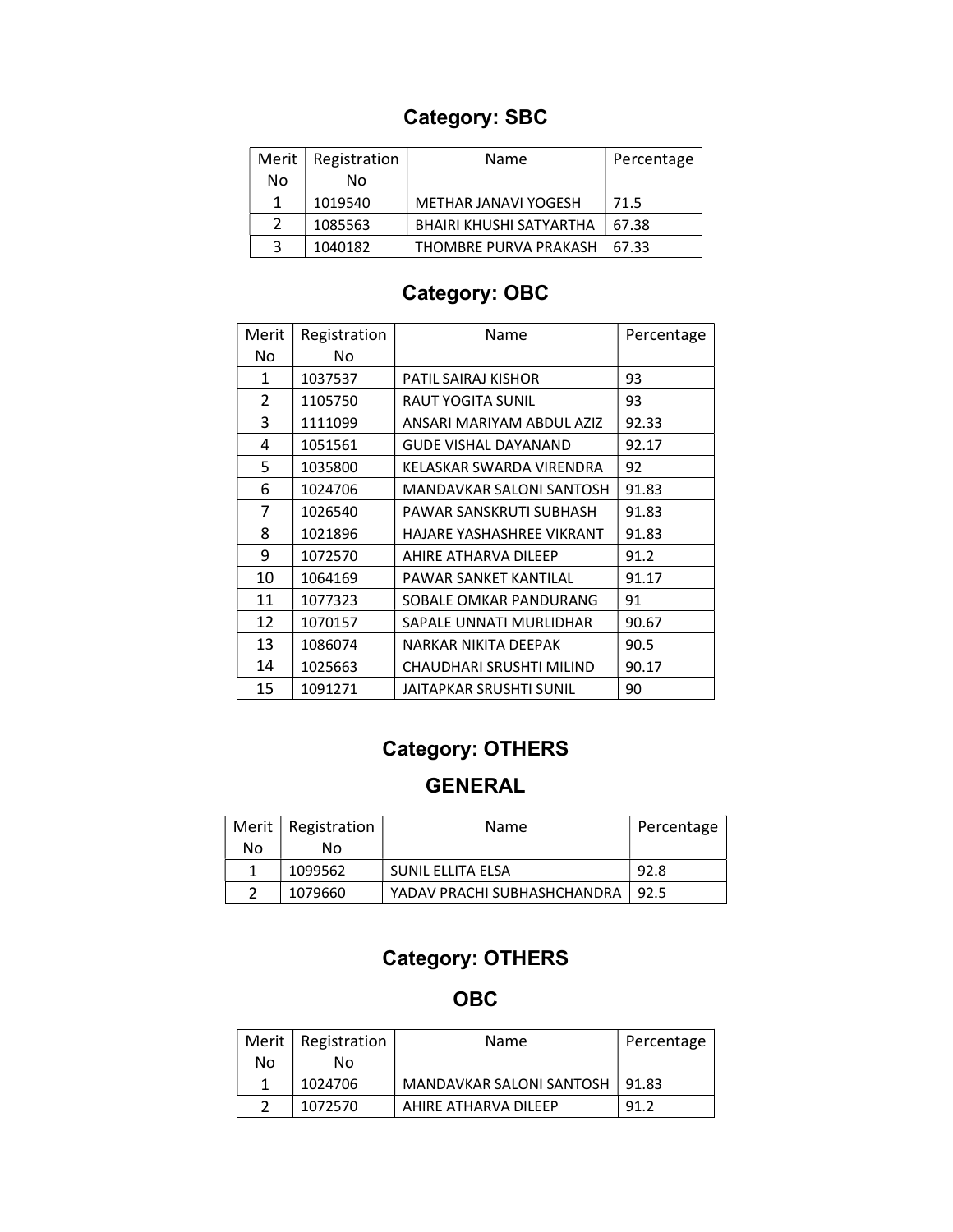## Category: SBC

| Merit No | Registration No | Name | Percentage |
|---|---|---|---|
| 1 | 1019540 | METHAR JANAVI YOGESH | 71.5 |
| 2 | 1085563 | BHAIRI KHUSHI SATYARTHA | 67.38 |
| 3 | 1040182 | THOMBRE PURVA PRAKASH | 67.33 |

## Category: OBC

| Merit No | Registration No | Name | Percentage |
|---|---|---|---|
| 1 | 1037537 | PATIL SAIRAJ KISHOR | 93 |
| 2 | 1105750 | RAUT YOGITA SUNIL | 93 |
| 3 | 1111099 | ANSARI MARIYAM ABDUL AZIZ | 92.33 |
| 4 | 1051561 | GUDE VISHAL DAYANAND | 92.17 |
| 5 | 1035800 | KELASKAR SWARDA VIRENDRA | 92 |
| 6 | 1024706 | MANDAVKAR SALONI SANTOSH | 91.83 |
| 7 | 1026540 | PAWAR SANSKRUTI SUBHASH | 91.83 |
| 8 | 1021896 | HAJARE YASHASHREE VIKRANT | 91.83 |
| 9 | 1072570 | AHIRE ATHARVA DILEEP | 91.2 |
| 10 | 1064169 | PAWAR SANKET KANTILAL | 91.17 |
| 11 | 1077323 | SOBALE OMKAR PANDURANG | 91 |
| 12 | 1070157 | SAPALE UNNATI MURLIDHAR | 90.67 |
| 13 | 1086074 | NARKAR NIKITA DEEPAK | 90.5 |
| 14 | 1025663 | CHAUDHARI SRUSHTI MILIND | 90.17 |
| 15 | 1091271 | JAITAPKAR SRUSHTI SUNIL | 90 |

## Category: OTHERS

### GENERAL

| Merit No | Registration No | Name | Percentage |
|---|---|---|---|
| 1 | 1099562 | SUNIL ELLITA ELSA | 92.8 |
| 2 | 1079660 | YADAV PRACHI SUBHASHCHANDRA | 92.5 |

## Category: OTHERS

### OBC

| Merit No | Registration No | Name | Percentage |
|---|---|---|---|
| 1 | 1024706 | MANDAVKAR SALONI SANTOSH | 91.83 |
| 2 | 1072570 | AHIRE ATHARVA DILEEP | 91.2 |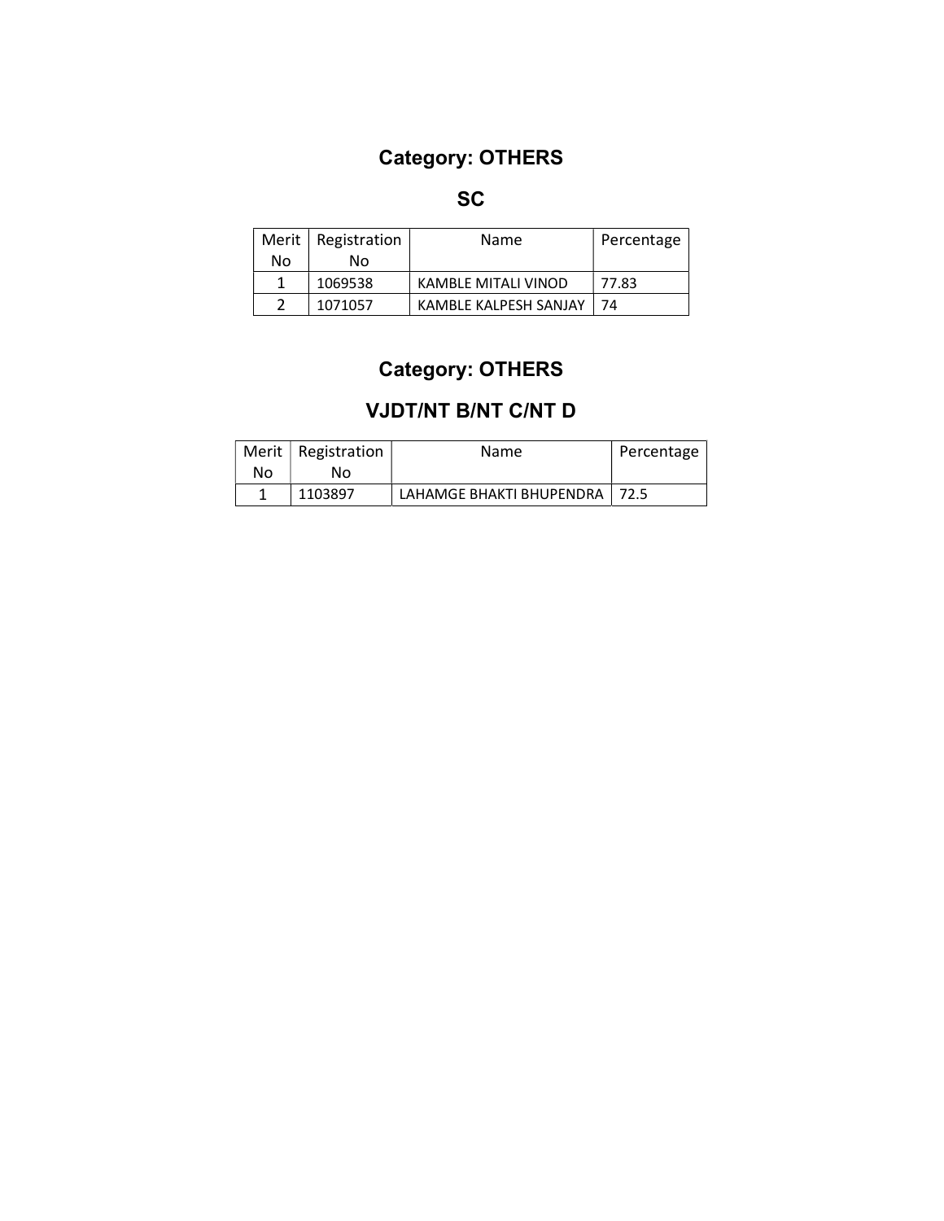## Category: OTHERS

### SC

| Merit No | Registration No | Name | Percentage |
|---|---|---|---|
| 1 | 1069538 | KAMBLE MITALI VINOD | 77.83 |
| 2 | 1071057 | KAMBLE KALPESH SANJAY | 74 |

## Category: OTHERS

### VJDT/NT B/NT C/NT D

| Merit No | Registration No | Name | Percentage |
|---|---|---|---|
| 1 | 1103897 | LAHAMGE BHAKTI BHUPENDRA | 72.5 |